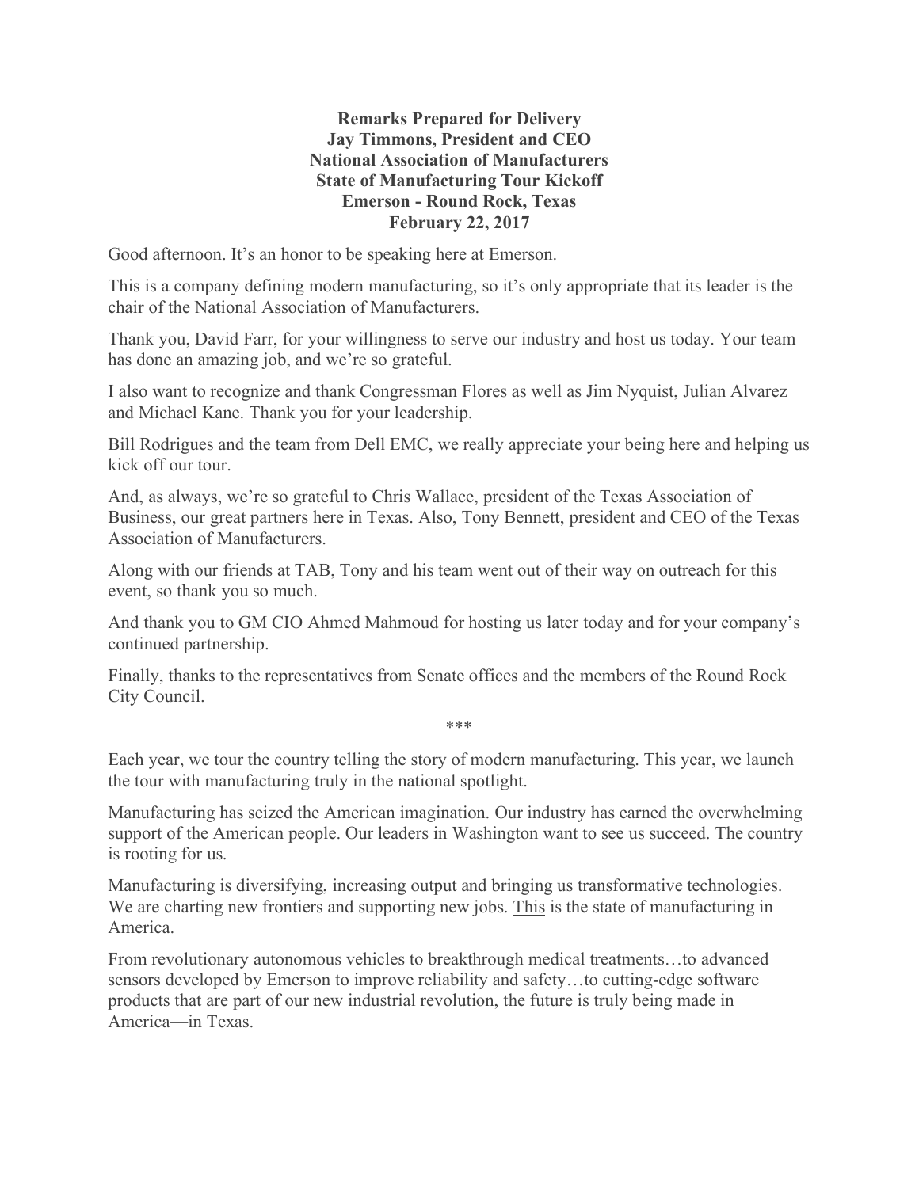**Remarks Prepared for Delivery**
**Jay Timmons, President and CEO**
**National Association of Manufacturers**
**State of Manufacturing Tour Kickoff**
**Emerson - Round Rock, Texas**
**February 22, 2017**

Good afternoon. It's an honor to be speaking here at Emerson.

This is a company defining modern manufacturing, so it's only appropriate that its leader is the chair of the National Association of Manufacturers.

Thank you, David Farr, for your willingness to serve our industry and host us today. Your team has done an amazing job, and we're so grateful.

I also want to recognize and thank Congressman Flores as well as Jim Nyquist, Julian Alvarez and Michael Kane. Thank you for your leadership.

Bill Rodrigues and the team from Dell EMC, we really appreciate your being here and helping us kick off our tour.

And, as always, we're so grateful to Chris Wallace, president of the Texas Association of Business, our great partners here in Texas. Also, Tony Bennett, president and CEO of the Texas Association of Manufacturers.

Along with our friends at TAB, Tony and his team went out of their way on outreach for this event, so thank you so much.

And thank you to GM CIO Ahmed Mahmoud for hosting us later today and for your company's continued partnership.

Finally, thanks to the representatives from Senate offices and the members of the Round Rock City Council.

***

Each year, we tour the country telling the story of modern manufacturing. This year, we launch the tour with manufacturing truly in the national spotlight.

Manufacturing has seized the American imagination. Our industry has earned the overwhelming support of the American people. Our leaders in Washington want to see us succeed. The country is rooting for us.

Manufacturing is diversifying, increasing output and bringing us transformative technologies. We are charting new frontiers and supporting new jobs. <u>This</u> is the state of manufacturing in America.

From revolutionary autonomous vehicles to breakthrough medical treatments…to advanced sensors developed by Emerson to improve reliability and safety…to cutting-edge software products that are part of our new industrial revolution, the future is truly being made in America—in Texas.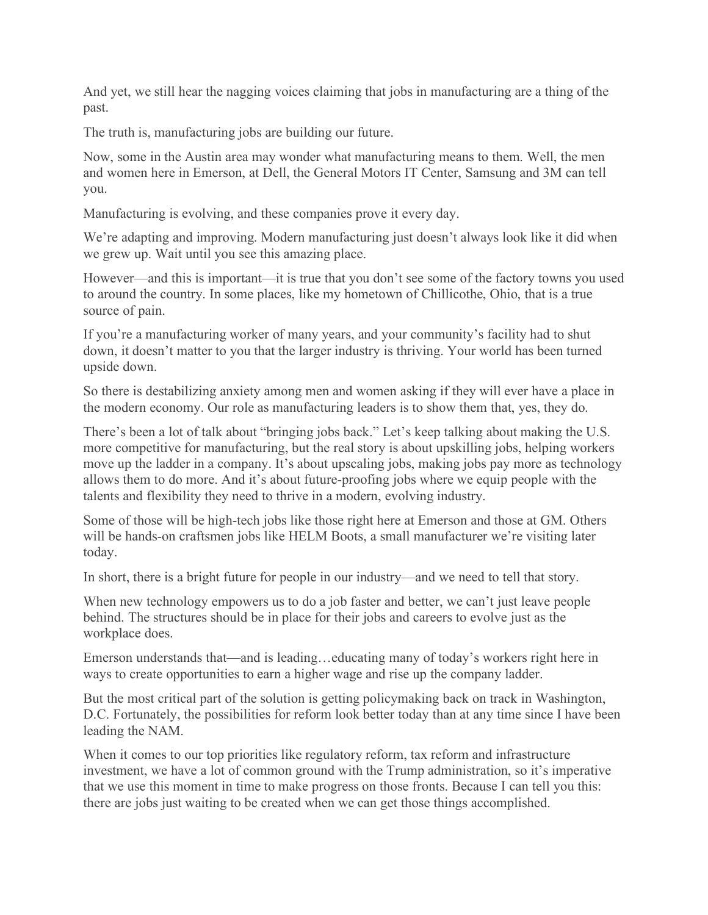And yet, we still hear the nagging voices claiming that jobs in manufacturing are a thing of the past.

The truth is, manufacturing jobs are building our future.

Now, some in the Austin area may wonder what manufacturing means to them. Well, the men and women here in Emerson, at Dell, the General Motors IT Center, Samsung and 3M can tell you.

Manufacturing is evolving, and these companies prove it every day.

We're adapting and improving. Modern manufacturing just doesn't always look like it did when we grew up. Wait until you see this amazing place.

However—and this is important—it is true that you don't see some of the factory towns you used to around the country. In some places, like my hometown of Chillicothe, Ohio, that is a true source of pain.

If you're a manufacturing worker of many years, and your community's facility had to shut down, it doesn't matter to you that the larger industry is thriving. Your world has been turned upside down.

So there is destabilizing anxiety among men and women asking if they will ever have a place in the modern economy. Our role as manufacturing leaders is to show them that, yes, they do.

There's been a lot of talk about "bringing jobs back." Let's keep talking about making the U.S. more competitive for manufacturing, but the real story is about upskilling jobs, helping workers move up the ladder in a company. It's about upscaling jobs, making jobs pay more as technology allows them to do more. And it's about future-proofing jobs where we equip people with the talents and flexibility they need to thrive in a modern, evolving industry.

Some of those will be high-tech jobs like those right here at Emerson and those at GM. Others will be hands-on craftsmen jobs like HELM Boots, a small manufacturer we're visiting later today.

In short, there is a bright future for people in our industry—and we need to tell that story.

When new technology empowers us to do a job faster and better, we can't just leave people behind. The structures should be in place for their jobs and careers to evolve just as the workplace does.

Emerson understands that—and is leading…educating many of today's workers right here in ways to create opportunities to earn a higher wage and rise up the company ladder.

But the most critical part of the solution is getting policymaking back on track in Washington, D.C. Fortunately, the possibilities for reform look better today than at any time since I have been leading the NAM.

When it comes to our top priorities like regulatory reform, tax reform and infrastructure investment, we have a lot of common ground with the Trump administration, so it's imperative that we use this moment in time to make progress on those fronts. Because I can tell you this: there are jobs just waiting to be created when we can get those things accomplished.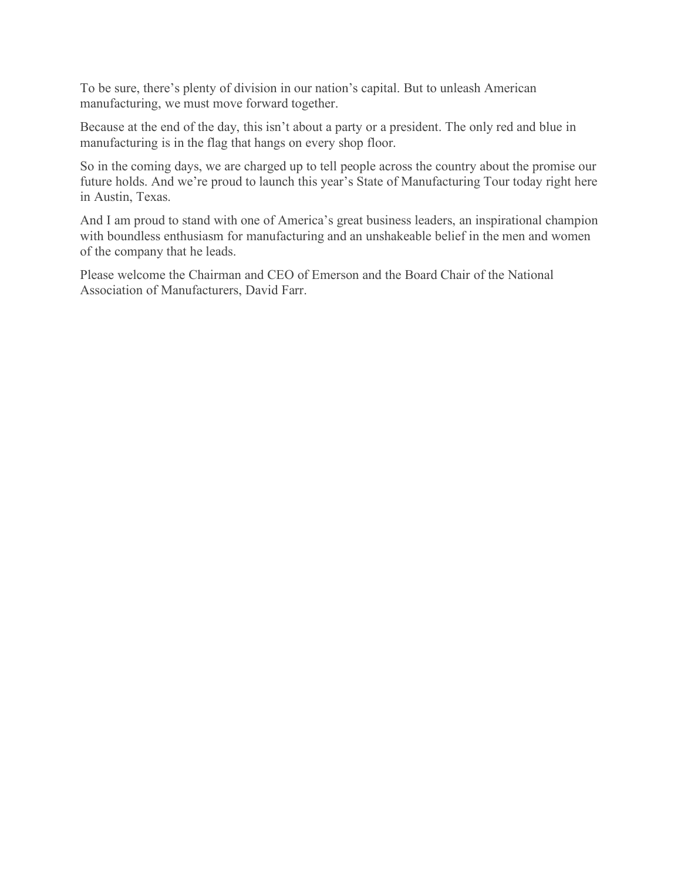To be sure, there's plenty of division in our nation's capital. But to unleash American manufacturing, we must move forward together.

Because at the end of the day, this isn't about a party or a president. The only red and blue in manufacturing is in the flag that hangs on every shop floor.

So in the coming days, we are charged up to tell people across the country about the promise our future holds. And we're proud to launch this year's State of Manufacturing Tour today right here in Austin, Texas.

And I am proud to stand with one of America's great business leaders, an inspirational champion with boundless enthusiasm for manufacturing and an unshakeable belief in the men and women of the company that he leads.

Please welcome the Chairman and CEO of Emerson and the Board Chair of the National Association of Manufacturers, David Farr.